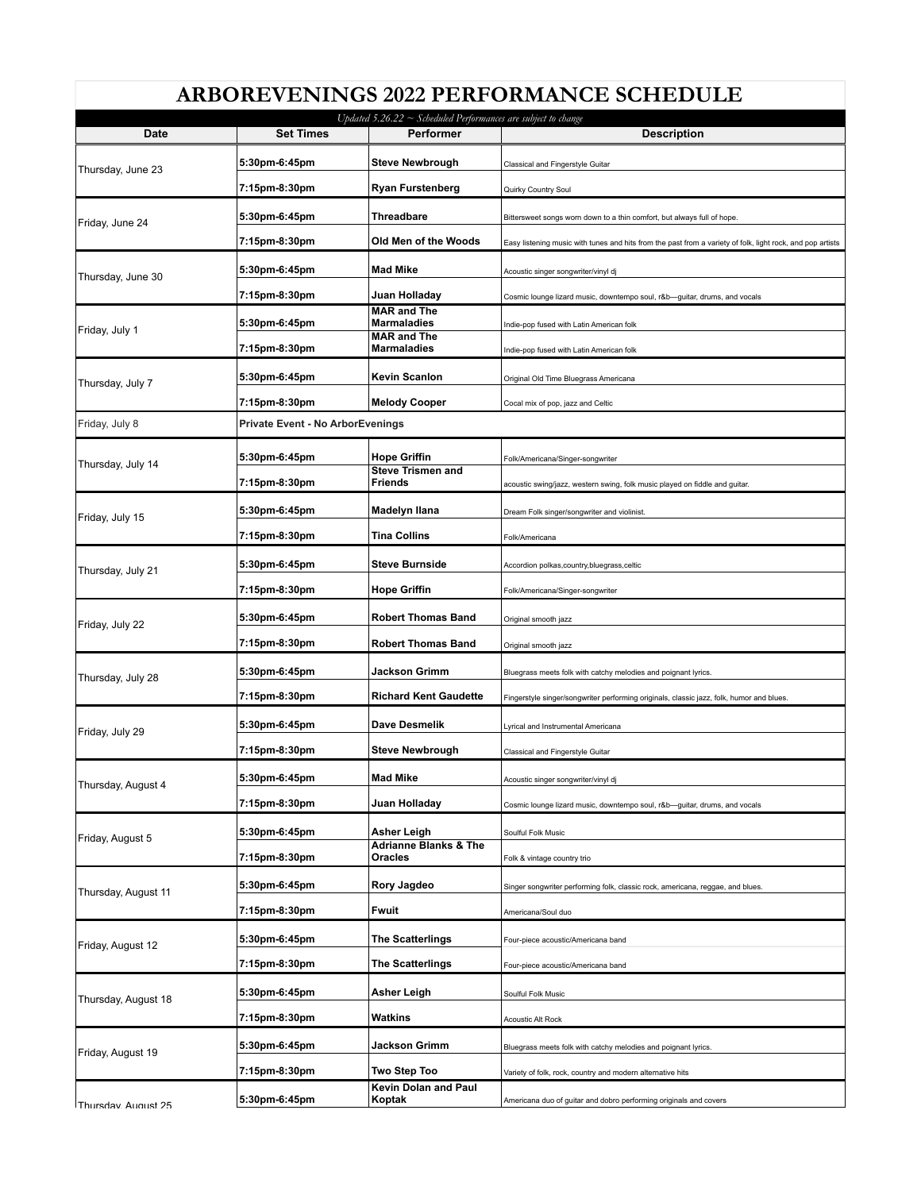# ARBOREVENINGS 2022 PERFORMANCE SCHEDULE

*Updated 5.26.22 ~ Scheduled Performances are subject to change*

| Date | Set Times | Performer | Description |
|---|---|---|---|
| Thursday, June 23 | 5:30pm-6:45pm | **Steve Newbrough** | Classical and Fingerstyle Guitar |
| | 7:15pm-8:30pm | **Ryan Furstenberg** | Quirky Country Soul |
| Friday, June 24 | 5:30pm-6:45pm | **Threadbare** | Bittersweet songs worn down to a thin comfort, but always full of hope. |
| | 7:15pm-8:30pm | **Old Men of the Woods** | Easy listening music with tunes and hits from the past from a variety of folk, light rock, and pop artists |
| Thursday, June 30 | 5:30pm-6:45pm | **Mad Mike** | Acoustic singer songwriter/vinyl dj |
| | 7:15pm-8:30pm | **Juan Holladay** | Cosmic lounge lizard music, downtempo soul, r&b—guitar, drums, and vocals |
| Friday, July 1 | 5:30pm-6:45pm | **MAR and The Marmaladies** | Indie-pop fused with Latin American folk |
| | 7:15pm-8:30pm | **MAR and The Marmaladies** | Indie-pop fused with Latin American folk |
| Thursday, July 7 | 5:30pm-6:45pm | **Kevin Scanlon** | Original Old Time Bluegrass Americana |
| | 7:15pm-8:30pm | **Melody Cooper** | Cocal mix of pop, jazz and Celtic |
| Friday, July 8 | **Private Event - No ArborEvenings** | | |
| Thursday, July 14 | 5:30pm-6:45pm | **Hope Griffin** | Folk/Americana/Singer-songwriter |
| | 7:15pm-8:30pm | **Steve Trismen and Friends** | acoustic swing/jazz, western swing, folk music played on fiddle and guitar. |
| Friday, July 15 | 5:30pm-6:45pm | **Madelyn Ilana** | Dream Folk singer/songwriter and violinist. |
| | 7:15pm-8:30pm | **Tina Collins** | Folk/Americana |
| Thursday, July 21 | 5:30pm-6:45pm | **Steve Burnside** | Accordion polkas,country,bluegrass,celtic |
| | 7:15pm-8:30pm | **Hope Griffin** | Folk/Americana/Singer-songwriter |
| Friday, July 22 | 5:30pm-6:45pm | **Robert Thomas Band** | Original smooth jazz |
| | 7:15pm-8:30pm | **Robert Thomas Band** | Original smooth jazz |
| Thursday, July 28 | 5:30pm-6:45pm | **Jackson Grimm** | Bluegrass meets folk with catchy melodies and poignant lyrics. |
| | 7:15pm-8:30pm | **Richard Kent Gaudette** | Fingerstyle singer/songwriter performing originals, classic jazz, folk, humor and blues. |
| Friday, July 29 | 5:30pm-6:45pm | **Dave Desmelik** | Lyrical and Instrumental Americana |
| | 7:15pm-8:30pm | **Steve Newbrough** | Classical and Fingerstyle Guitar |
| Thursday, August 4 | 5:30pm-6:45pm | **Mad Mike** | Acoustic singer songwriter/vinyl dj |
| | 7:15pm-8:30pm | **Juan Holladay** | Cosmic lounge lizard music, downtempo soul, r&b—guitar, drums, and vocals |
| Friday, August 5 | 5:30pm-6:45pm | **Asher Leigh** | Soulful Folk Music |
| | 7:15pm-8:30pm | **Adrianne Blanks & The Oracles** | Folk & vintage country trio |
| Thursday, August 11 | 5:30pm-6:45pm | **Rory Jagdeo** | Singer songwriter performing folk, classic rock, americana, reggae, and blues. |
| | 7:15pm-8:30pm | **Fwuit** | Americana/Soul duo |
| Friday, August 12 | 5:30pm-6:45pm | **The Scatterlings** | Four-piece acoustic/Americana band |
| | 7:15pm-8:30pm | **The Scatterlings** | Four-piece acoustic/Americana band |
| Thursday, August 18 | 5:30pm-6:45pm | **Asher Leigh** | Soulful Folk Music |
| | 7:15pm-8:30pm | **Watkins** | Acoustic Alt Rock |
| Friday, August 19 | 5:30pm-6:45pm | **Jackson Grimm** | Bluegrass meets folk with catchy melodies and poignant lyrics. |
| | 7:15pm-8:30pm | **Two Step Too** | Variety of folk, rock, country and modern alternative hits |
| Thursday, August 25 | 5:30pm-6:45pm | **Kevin Dolan and Paul Koptak** | Americana duo of guitar and dobro performing originals and covers |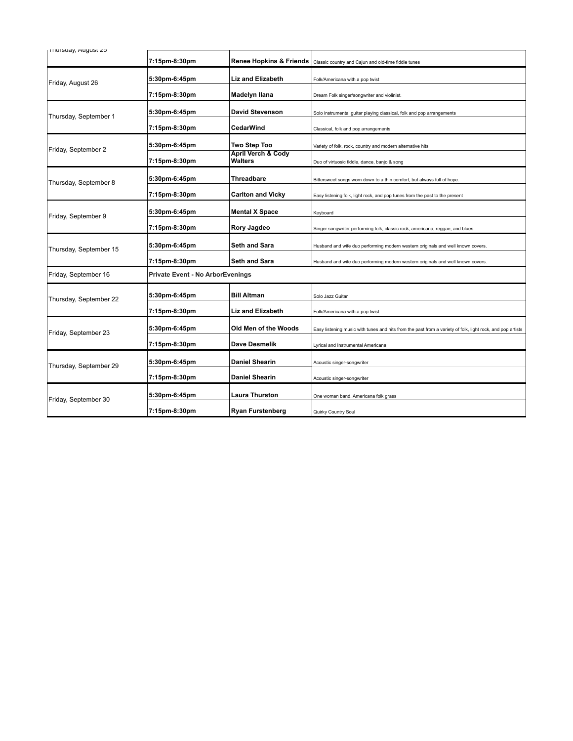| | | | |
|---|---|---|---|
| Thursday, August 25 | 7:15pm-8:30pm | **Renee Hopkins & Friends** | Classic country and Cajun and old-time fiddle tunes |
| Friday, August 26 | 5:30pm-6:45pm | **Liz and Elizabeth** | Folk/Americana with a pop twist |
| | 7:15pm-8:30pm | **Madelyn Ilana** | Dream Folk singer/songwriter and violinist. |
| Thursday, September 1 | 5:30pm-6:45pm | **David Stevenson** | Solo instrumental guitar playing classical, folk and pop arrangements |
| | 7:15pm-8:30pm | **CedarWind** | Classical, folk and pop arrangements |
| Friday, September 2 | 5:30pm-6:45pm | **Two Step Too** | Variety of folk, rock, country and modern alternative hits |
| | 7:15pm-8:30pm | **April Verch & Cody Walters** | Duo of virtuosic fiddle, dance, banjo & song |
| Thursday, September 8 | 5:30pm-6:45pm | **Threadbare** | Bittersweet songs worn down to a thin comfort, but always full of hope. |
| | 7:15pm-8:30pm | **Carlton and Vicky** | Easy listening folk, light rock, and pop tunes from the past to the present |
| Friday, September 9 | 5:30pm-6:45pm | **Mental X Space** | Keyboard |
| | 7:15pm-8:30pm | **Rory Jagdeo** | Singer songwriter performing folk, classic rock, americana, reggae, and blues. |
| Thursday, September 15 | 5:30pm-6:45pm | **Seth and Sara** | Husband and wife duo performing modern western originals and well known covers. |
| | 7:15pm-8:30pm | **Seth and Sara** | Husband and wife duo performing modern western originals and well known covers. |
| Friday, September 16 | **Private Event - No ArborEvenings** | | |
| Thursday, September 22 | 5:30pm-6:45pm | **Bill Altman** | Solo Jazz Guitar |
| | 7:15pm-8:30pm | **Liz and Elizabeth** | Folk/Americana with a pop twist |
| Friday, September 23 | 5:30pm-6:45pm | **Old Men of the Woods** | Easy listening music with tunes and hits from the past from a variety of folk, light rock, and pop artists |
| | 7:15pm-8:30pm | **Dave Desmelik** | Lyrical and Instrumental Americana |
| Thursday, September 29 | 5:30pm-6:45pm | **Daniel Shearin** | Acoustic singer-songwriter |
| | 7:15pm-8:30pm | **Daniel Shearin** | Acoustic singer-songwriter |
| Friday, September 30 | 5:30pm-6:45pm | **Laura Thurston** | One woman band, Americana folk grass |
| | 7:15pm-8:30pm | **Ryan Furstenberg** | Quirky Country Soul |